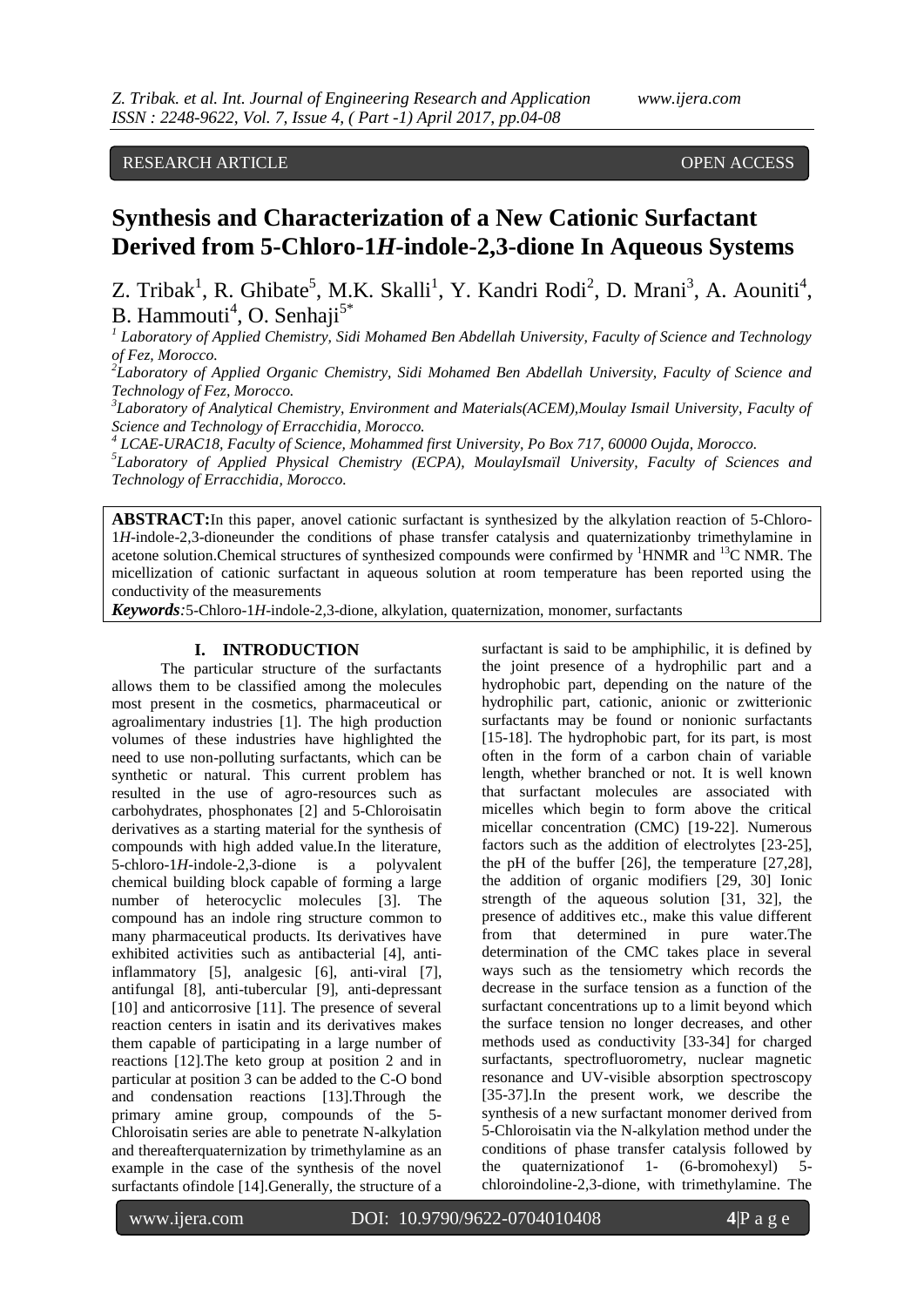RESEARCH ARTICLE OPEN ACCESS

# Synthesis and Characterization of a New Cationic Surfactant Derived from 5-Chloro-1*H*-indole-2,3-dione In Aqueous Systems

Z. Tribak[1], R. Ghibate[5], M.K. Skalli[1], Y. Kandri Rodi[2], D. Mrani[3], A. Aouniti[4], B. Hammouti[4], O. Senhaji[5*]

[1] *Laboratory of Applied Chemistry, Sidi Mohamed Ben Abdellah University, Faculty of Science and Technology of Fez, Morocco.*
[2] *Laboratory of Applied Organic Chemistry, Sidi Mohamed Ben Abdellah University, Faculty of Science and Technology of Fez, Morocco.*
[3] *Laboratory of Analytical Chemistry, Environment and Materials(ACEM),Moulay Ismail University, Faculty of Science and Technology of Erracchidia, Morocco.*
[4] *LCAE-URAC18, Faculty of Science, Mohammed first University, Po Box 717, 60000 Oujda, Morocco.*
[5] *Laboratory of Applied Physical Chemistry (ECPA), MoulayIsmaïl University, Faculty of Sciences and Technology of Errachidia, Morocco.*

**ABSTRACT:** In this paper, anovel cationic surfactant is synthesized by the alkylation reaction of 5-Chloro-1*H*-indole-2,3-dioneunder the conditions of phase transfer catalysis and quaternizationby trimethylamine in acetone solution.Chemical structures of synthesized compounds were confirmed by $^{1}$HNMR and $^{13}$C NMR. The micellization of cationic surfactant in aqueous solution at room temperature has been reported using the conductivity of the measurements

***Keywords*:** 5-Chloro-1*H*-indole-2,3-dione, alkylation, quaternization, monomer, surfactants

## I. INTRODUCTION

The particular structure of the surfactants allows them to be classified among the molecules most present in the cosmetics, pharmaceutical or agroalimentary industries [1]. The high production volumes of these industries have highlighted the need to use non-polluting surfactants, which can be synthetic or natural. This current problem has resulted in the use of agro-resources such as carbohydrates, phosphonates [2] and 5-Chloroisatin derivatives as a starting material for the synthesis of compounds with high added value.In the literature, 5-chloro-1*H*-indole-2,3-dione is a polyvalent chemical building block capable of forming a large number of heterocyclic molecules [3]. The compound has an indole ring structure common to many pharmaceutical products. Its derivatives have exhibited activities such as antibacterial [4], anti-inflammatory [5], analgesic [6], anti-viral [7], antifungal [8], anti-tubercular [9], anti-depressant [10] and anticorrosive [11]. The presence of several reaction centers in isatin and its derivatives makes them capable of participating in a large number of reactions [12].The keto group at position 2 and in particular at position 3 can be added to the C-O bond and condensation reactions [13].Through the primary amine group, compounds of the 5-Chloroisatin series are able to penetrate N-alkylation and thereafterquaternization by trimethylamine as an example in the case of the synthesis of the novel surfactants ofindole [14].Generally, the structure of a surfactant is said to be amphiphilic, it is defined by the joint presence of a hydrophilic part and a hydrophobic part, depending on the nature of the hydrophilic part, cationic, anionic or zwitterionic surfactants may be found or nonionic surfactants [15-18]. The hydrophobic part, for its part, is most often in the form of a carbon chain of variable length, whether branched or not. It is well known that surfactant molecules are associated with micelles which begin to form above the critical micellar concentration (CMC) [19-22]. Numerous factors such as the addition of electrolytes [23-25], the pH of the buffer [26], the temperature [27,28], the addition of organic modifiers [29, 30] Ionic strength of the aqueous solution [31, 32], the presence of additives etc., make this value different from that determined in pure water.The determination of the CMC takes place in several ways such as the tensiometry which records the decrease in the surface tension as a function of the surfactant concentrations up to a limit beyond which the surface tension no longer decreases, and other methods used as conductivity [33-34] for charged surfactants, spectrofluorometry, nuclear magnetic resonance and UV-visible absorption spectroscopy [35-37].In the present work, we describe the synthesis of a new surfactant monomer derived from 5-Chloroisatin via the N-alkylation method under the conditions of phase transfer catalysis followed by the quaternizationof 1- (6-bromohexyl) 5-chloroindoline-2,3-dione, with trimethylamine. The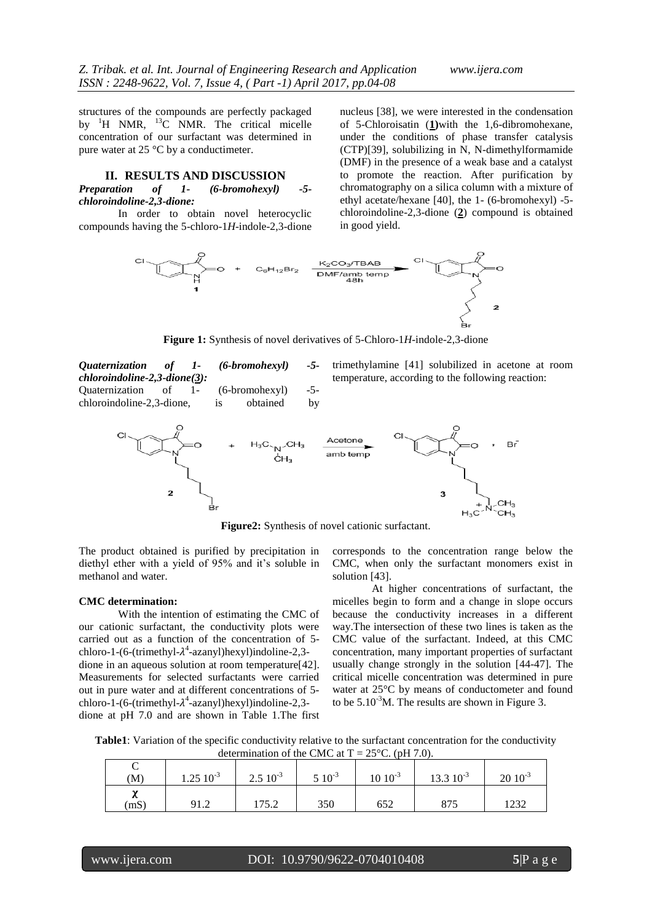structures of the compounds are perfectly packaged by [1]H NMR, [13]C NMR. The critical micelle concentration of our surfactant was determined in pure water at 25 °C by a conductimeter.

## II. RESULTS AND DISCUSSION

***Preparation of 1- (6-bromohexyl) -5-chloroindoline-2,3-dione:***

In order to obtain novel heterocyclic compounds having the 5-chloro-1*H*-indole-2,3-dione nucleus [38], we were interested in the condensation of 5-Chloroisatin (**1**)with the 1,6-dibromohexane, under the conditions of phase transfer catalysis (CTP)[39], solubilizing in N, N-dimethylformamide (DMF) in the presence of a weak base and a catalyst to promote the reaction. After purification by chromatography on a silica column with a mixture of ethyl acetate/hexane [40], the 1- (6-bromohexyl) -5-chloroindoline-2,3-dione (**2**) compound is obtained in good yield.

**Figure 1:** Synthesis of novel derivatives of 5-Chloro-1*H*-indole-2,3-dione

***Quaternization of 1- (6-bromohexyl) -5-chloroindoline-2,3-dione(3):***

Quaternization of 1- (6-bromohexyl) -5-chloroindoline-2,3-dione, is obtained by trimethylamine [41] solubilized in acetone at room temperature, according to the following reaction:

**Figure2:** Synthesis of novel cationic surfactant.

The product obtained is purified by precipitation in diethyl ether with a yield of 95% and it's soluble in methanol and water.

**CMC determination:**

With the intention of estimating the CMC of our cationic surfactant, the conductivity plots were carried out as a function of the concentration of 5-chloro-1-(6-(trimethyl-$\lambda^4$-azanyl)hexyl)indoline-2,3-dione in an aqueous solution at room temperature[42]. Measurements for selected surfactants were carried out in pure water and at different concentrations of 5-chloro-1-(6-(trimethyl-$\lambda^4$-azanyl)hexyl)indoline-2,3-dione at pH 7.0 and are shown in Table 1.The first corresponds to the concentration range below the CMC, when only the surfactant monomers exist in solution [43].

At higher concentrations of surfactant, the micelles begin to form and a change in slope occurs because the conductivity increases in a different way.The intersection of these two lines is taken as the CMC value of the surfactant. Indeed, at this CMC concentration, many important properties of surfactant usually change strongly in the solution [44-47]. The critical micelle concentration was determined in pure water at 25°C by means of conductometer and found to be $5.10^{-3}$M. The results are shown in Figure 3.

**Table1**: Variation of the specific conductivity relative to the surfactant concentration for the conductivity determination of the CMC at T = 25°C. (pH 7.0).

| C (M) | $1.25\ 10^{-3}$ | $2.5\ 10^{-3}$ | $5\ 10^{-3}$ | $10\ 10^{-3}$ | $13.3\ 10^{-3}$ | $20\ 10^{-3}$ |
|---|---|---|---|---|---|---|
| $\chi$ (mS) | 91.2 | 175.2 | 350 | 652 | 875 | 1232 |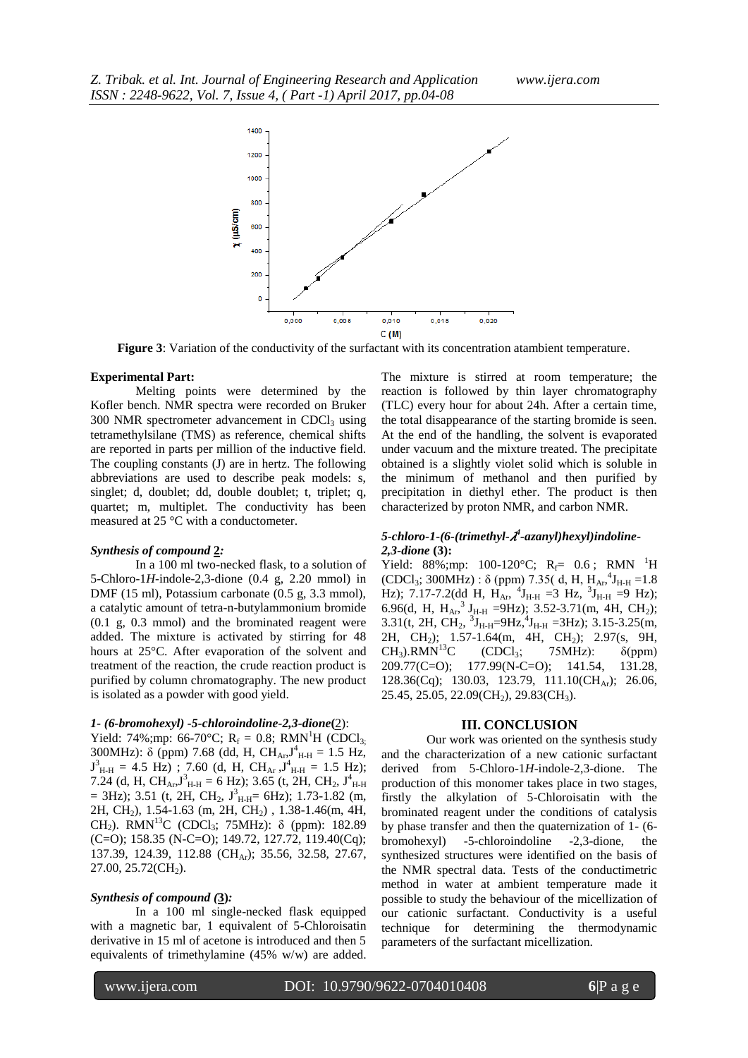**Figure 3**: Variation of the conductivity of the surfactant with its concentration atambient temperature.

## Experimental Part:

Melting points were determined by the Kofler bench. NMR spectra were recorded on Bruker 300 NMR spectrometer advancement in $CDCl_3$ using tetramethylsilane (TMS) as reference, chemical shifts are reported in parts per million of the inductive field. The coupling constants (J) are in hertz. The following abbreviations are used to describe peak models: s, singlet; d, doublet; dd, double doublet; t, triplet; q, quartet; m, multiplet. The conductivity has been measured at 25 °C with a conductometer.

### *Synthesis of compound 2:*

In a 100 ml two-necked flask, to a solution of 5-Chloro-1*H*-indole-2,3-dione (0.4 g, 2.20 mmol) in DMF (15 ml), Potassium carbonate (0.5 g, 3.3 mmol), a catalytic amount of tetra-n-butylammonium bromide (0.1 g, 0.3 mmol) and the brominated reagent were added. The mixture is activated by stirring for 48 hours at 25°C. After evaporation of the solvent and treatment of the reaction, the crude reaction product is purified by column chromatography. The new product is isolated as a powder with good yield.

### *1- (6-bromohexyl) -5-chloroindoline-2,3-dione*(2):

Yield: 74%;mp: 66-70°C; $R_f$ = 0.8; RMN$^1$H ($CDCl_3$; 300MHz): δ (ppm) 7.68 (dd, H, $CH_{Ar}$,$J^4_{H-H}$ = 1.5 Hz, $J^3_{H-H}$ = 4.5 Hz) ; 7.60 (d, H, $CH_{Ar}$ ,$J^4_{H-H}$ = 1.5 Hz); 7.24 (d, H, $CH_{Ar}$,$J^3_{H-H}$ = 6 Hz); 3.65 (t, 2H, $CH_2$, $J^4_{H-H}$ = 3Hz); 3.51 (t, 2H, $CH_2$, $J^3_{H-H}$= 6Hz); 1.73-1.82 (m, 2H, $CH_2$), 1.54-1.63 (m, 2H, $CH_2$) , 1.38-1.46(m, 4H, $CH_2$). RMN$^{13}$C ($CDCl_3$; 75MHz): δ (ppm): 182.89 (C=O); 158.35 (N-C=O); 149.72, 127.72, 119.40(Cq); 137.39, 124.39, 112.88 ($CH_{Ar}$); 35.56, 32.58, 27.67, 27.00, 25.72($CH_2$).

### *Synthesis of compound (3):*

In a 100 ml single-necked flask equipped with a magnetic bar, 1 equivalent of 5-Chloroisatin derivative in 15 ml of acetone is introduced and then 5 equivalents of trimethylamine (45% w/w) are added. The mixture is stirred at room temperature; the reaction is followed by thin layer chromatography (TLC) every hour for about 24h. After a certain time, the total disappearance of the starting bromide is seen. At the end of the handling, the solvent is evaporated under vacuum and the mixture treated. The precipitate obtained is a slightly violet solid which is soluble in the minimum of methanol and then purified by precipitation in diethyl ether. The product is then characterized by proton NMR, and carbon NMR.

### *5-chloro-1-(6-(trimethyl-$\lambda^4$-azanyl)hexyl)indoline-2,3-dione* (3):

Yield: 88%;mp: 100-120°C; $R_f$= 0.6 ; RMN $^1$H ($CDCl_3$; 300MHz) : δ (ppm) 7.35( d, H, $H_{Ar}$,$^4J_{H-H}$ =1.8 Hz); 7.17-7.2(dd H, $H_{Ar}$, $^4J_{H-H}$ =3 Hz, $^3J_{H-H}$ =9 Hz); 6.96(d, H, $H_{Ar}$,$^3$ $J_{H-H}$ =9Hz); 3.52-3.71(m, 4H, $CH_2$); 3.31(t, 2H, $CH_2$, $^3J_{H-H}$=9Hz,$^4J_{H-H}$ =3Hz); 3.15-3.25(m, 2H, $CH_2$); 1.57-1.64(m, 4H, $CH_2$); 2.97(s, 9H, $CH_3$).RMN$^{13}$C ($CDCl_3$; 75MHz): δ(ppm) 209.77(C=O); 177.99(N-C=O); 141.54, 131.28, 128.36(Cq); 130.03, 123.79, 111.10($CH_{Ar}$); 26.06, 25.45, 25.05, 22.09($CH_2$), 29.83($CH_3$).

## III. CONCLUSION

Our work was oriented on the synthesis study and the characterization of a new cationic surfactant derived from 5-Chloro-1*H*-indole-2,3-dione. The production of this monomer takes place in two stages, firstly the alkylation of 5-Chloroisatin with the brominated reagent under the conditions of catalysis by phase transfer and then the quaternization of 1- (6-bromohexyl) -5-chloroindoline -2,3-dione, the synthesized structures were identified on the basis of the NMR spectral data. Tests of the conductimetric method in water at ambient temperature made it possible to study the behaviour of the micellization of our cationic surfactant. Conductivity is a useful technique for determining the thermodynamic parameters of the surfactant micellization.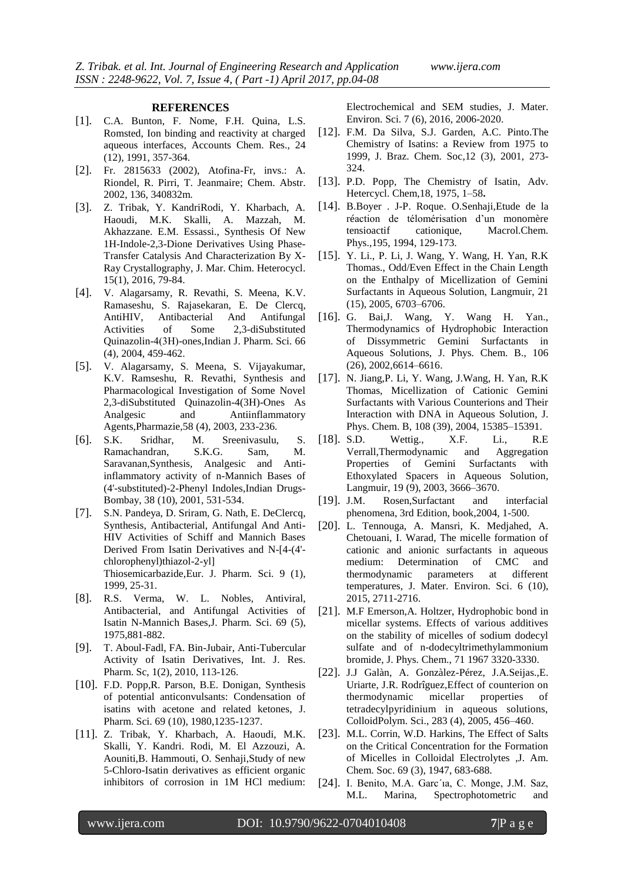## REFERENCES

[1]. C.A. Bunton, F. Nome, F.H. Quina, L.S. Romsted, Ion binding and reactivity at charged aqueous interfaces, Accounts Chem. Res., 24 (12), 1991, 357-364.

[2]. Fr. 2815633 (2002), Atofina-Fr, invs.: A. Riondel, R. Pirri, T. Jeanmaire; Chem. Abstr. 2002, 136, 340832m.

[3]. Z. Tribak, Y. KandriRodi, Y. Kharbach, A. Haoudi, M.K. Skalli, A. Mazzah, M. Akhazzane. E.M. Essassi., Synthesis Of New 1H-Indole-2,3-Dione Derivatives Using Phase-Transfer Catalysis And Characterization By X-Ray Crystallography, J. Mar. Chim. Heterocycl. 15(1), 2016, 79-84.

[4]. V. Alagarsamy, R. Revathi, S. Meena, K.V. Ramaseshu, S. Rajasekaran, E. De Clercq, AntiHIV, Antibacterial And Antifungal Activities of Some 2,3-diSubstituted Quinazolin-4(3H)-ones,Indian J. Pharm. Sci. 66 (4), 2004, 459-462.

[5]. V. Alagarsamy, S. Meena, S. Vijayakumar, K.V. Ramseshu, R. Revathi, Synthesis and Pharmacological Investigation of Some Novel 2,3-diSubstituted Quinazolin-4(3H)-Ones As Analgesic and Antiinflammatory Agents,Pharmazie,58 (4), 2003, 233-236.

[6]. S.K. Sridhar, M. Sreenivasulu, S. Ramachandran, S.K.G. Sam, M. Saravanan,Synthesis, Analgesic and Anti-inflammatory activity of n-Mannich Bases of (4'-substituted)-2-Phenyl Indoles,Indian Drugs-Bombay, 38 (10), 2001, 531-534.

[7]. S.N. Pandeya, D. Sriram, G. Nath, E. DeClercq, Synthesis, Antibacterial, Antifungal And Anti-HIV Activities of Schiff and Mannich Bases Derived From Isatin Derivatives and N-[4-(4'-chlorophenyl)thiazol-2-yl] Thiosemicarbazide,Eur. J. Pharm. Sci. 9 (1), 1999, 25-31.

[8]. R.S. Verma, W. L. Nobles, Antiviral, Antibacterial, and Antifungal Activities of Isatin N-Mannich Bases,J. Pharm. Sci. 69 (5), 1975,881-882.

[9]. T. Aboul-Fadl, FA. Bin-Jubair, Anti-Tubercular Activity of Isatin Derivatives, Int. J. Res. Pharm. Sc, 1(2), 2010, 113-126.

[10]. F.D. Popp,R. Parson, B.E. Donigan, Synthesis of potential anticonvulsants: Condensation of isatins with acetone and related ketones, J. Pharm. Sci. 69 (10), 1980,1235-1237.

[11]. Z. Tribak, Y. Kharbach, A. Haoudi, M.K. Skalli, Y. Kandri. Rodi, M. El Azzouzi, A. Aouniti,B. Hammouti, O. Senhaji,Study of new 5-Chloro-Isatin derivatives as efficient organic inhibitors of corrosion in 1M HCl medium: Electrochemical and SEM studies, J. Mater. Environ. Sci. 7 (6), 2016, 2006-2020.

[12]. F.M. Da Silva, S.J. Garden, A.C. Pinto.The Chemistry of Isatins: a Review from 1975 to 1999, J. Braz. Chem. Soc,12 (3), 2001, 273-324.

[13]. P.D. Popp, The Chemistry of Isatin, Adv. Hetercycl. Chem,18, 1975, 1–58**.**

[14]. B.Boyer . J-P. Roque. O.Senhaji,Etude de la réaction de télomérisation d'un monomère tensioactif cationique, Macrol.Chem. Phys.,195, 1994, 129-173.

[15]. Y. Li., P. Li, J. Wang, Y. Wang, H. Yan, R.K Thomas., Odd/Even Effect in the Chain Length on the Enthalpy of Micellization of Gemini Surfactants in Aqueous Solution, Langmuir, 21 (15), 2005, 6703–6706.

[16]. G. Bai,J. Wang, Y. Wang H. Yan., Thermodynamics of Hydrophobic Interaction of Dissymmetric Gemini Surfactants in Aqueous Solutions, J. Phys. Chem. B., 106 (26), 2002,6614–6616.

[17]. N. Jiang,P. Li, Y. Wang, J.Wang, H. Yan, R.K Thomas, Micellization of Cationic Gemini Surfactants with Various Counterions and Their Interaction with DNA in Aqueous Solution, J. Phys. Chem. B, 108 (39), 2004, 15385–15391.

[18]. S.D. Wettig., X.F. Li., R.E Verrall,Thermodynamic and Aggregation Properties of Gemini Surfactants with Ethoxylated Spacers in Aqueous Solution, Langmuir, 19 (9), 2003, 3666–3670.

[19]. J.M. Rosen,Surfactant and interfacial phenomena, 3rd Edition, book,2004, 1-500.

[20]. L. Tennouga, A. Mansri, K. Medjahed, A. Chetouani, I. Warad, The micelle formation of cationic and anionic surfactants in aqueous medium: Determination of CMC and thermodynamic parameters at different temperatures, J. Mater. Environ. Sci. 6 (10), 2015, 2711-2716.

[21]. M.F Emerson,A. Holtzer, Hydrophobic bond in micellar systems. Effects of various additives on the stability of micelles of sodium dodecyl sulfate and of n-dodecyltrimethylammonium bromide, J. Phys. Chem., 71 1967 3320-3330.

[22]. J.J Galàn, A. Gonzàlez-Pérez, J.A.Seijas.,E. Uriarte, J.R. Rodrîguez,Effect of counterion on thermodynamic micellar properties of tetradecylpyridinium in aqueous solutions, ColloidPolym. Sci., 283 (4), 2005, 456–460.

[23]. M.L. Corrin, W.D. Harkins, The Effect of Salts on the Critical Concentration for the Formation of Micelles in Colloidal Electrolytes ,J. Am. Chem. Soc. 69 (3), 1947, 683-688.

[24]. I. Benito, M.A. Garc´ıa, C. Monge, J.M. Saz, M.L. Marina, Spectrophotometric and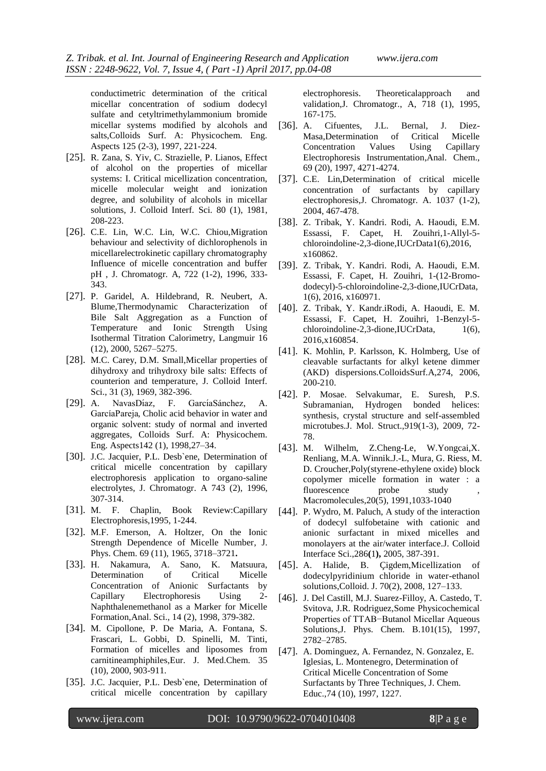conductimetric determination of the critical micellar concentration of sodium dodecyl sulfate and cetyltrimethylammonium bromide micellar systems modified by alcohols and salts,Colloids Surf. A: Physicochem. Eng. Aspects 125 (2-3), 1997, 221-224.

[25]. R. Zana, S. Yiv, C. Strazielle, P. Lianos, Effect of alcohol on the properties of micellar systems: I. Critical micellization concentration, micelle molecular weight and ionization degree, and solubility of alcohols in micellar solutions, J. Colloid Interf. Sci. 80 (1), 1981, 208-223.

[26]. C.E. Lin, W.C. Lin, W.C. Chiou,Migration behaviour and selectivity of dichlorophenols in micellarelectrokinetic capillary chromatography Influence of micelle concentration and buffer pH , J. Chromatogr. A, 722 (1-2), 1996, 333-343.

[27]. P. Garidel, A. Hildebrand, R. Neubert, A. Blume,Thermodynamic Characterization of Bile Salt Aggregation as a Function of Temperature and Ionic Strength Using Isothermal Titration Calorimetry, Langmuir 16 (12), 2000, 5267–5275.

[28]. M.C. Carey, D.M. Small,Micellar properties of dihydroxy and trihydroxy bile salts: Effects of counterion and temperature, J. Colloid Interf. Sci., 31 (3), 1969, 382-396.

[29]. A. NavasDíaz, F. GarcíaSánchez, A. GarcíaPareja, Cholic acid behavior in water and organic solvent: study of normal and inverted aggregates, Colloids Surf. A: Physicochem. Eng. Aspects142 (1), 1998,27–34.

[30]. J.C. Jacquier, P.L. Desb`ene, Determination of critical micelle concentration by capillary electrophoresis application to organo-saline electrolytes, J. Chromatogr. A 743 (2), 1996, 307-314.

[31]. M. F. Chaplin, Book Review:Capillary Electrophoresis,1995, 1-244.

[32]. M.F. Emerson, A. Holtzer, On the Ionic Strength Dependence of Micelle Number, J. Phys. Chem. 69 (11), 1965, 3718–3721.

[33]. H. Nakamura, A. Sano, K. Matsuura, Determination of Critical Micelle Concentration of Anionic Surfactants by Capillary Electrophoresis Using 2-Naphthalenemethanol as a Marker for Micelle Formation,Anal. Sci., 14 (2), 1998, 379-382.

[34]. M. Cipollone, P. De Maria, A. Fontana, S. Frascari, L. Gobbi, D. Spinelli, M. Tinti, Formation of micelles and liposomes from carnitineamphiphiles,Eur. J. Med.Chem. 35 (10), 2000, 903-911.

[35]. J.C. Jacquier, P.L. Desb`ene, Determination of critical micelle concentration by capillary electrophoresis. Theoreticalapproach and validation,J. Chromatogr., A, 718 (1), 1995, 167-175.

[36]. A. Cifuentes, J.L. Bernal, J. Diez-Masa,Determination of Critical Micelle Concentration Values Using Capillary Electrophoresis Instrumentation,Anal. Chem., 69 (20), 1997, 4271-4274.

[37]. C.E. Lin,Determination of critical micelle concentration of surfactants by capillary electrophoresis,J. Chromatogr. A. 1037 (1-2), 2004, 467-478.

[38]. Z. Tribak, Y. Kandri. Rodi, A. Haoudi, E.M. Essassi, F. Capet, H. Zouihri,1-Allyl-5-chloroindoline-2,3-dione,IUCrData1(6),2016, x160862.

[39]. Z. Tribak, Y. Kandri. Rodi, A. Haoudi, E.M. Essassi, F. Capet, H. Zouihri, 1-(12-Bromo-dodecyl)-5-chloroindoline-2,3-dione,IUCrData, 1(6), 2016, x160971.

[40]. Z. Tribak, Y. Kandr.iRodi, A. Haoudi, E. M. Essassi, F. Capet, H. Zouihri, 1-Benzyl-5-chloroindoline-2,3-dione,IUCrData, 1(6), 2016,x160854.

[41]. K. Mohlin, P. Karlsson, K. Holmberg, Use of cleavable surfactants for alkyl ketene dimmer (AKD) dispersions.ColloidsSurf.A,274, 2006, 200-210.

[42]. P. Mosae. Selvakumar, E. Suresh, P.S. Subramanian, Hydrogen bonded helices: synthesis, crystal structure and self-assembled microtubes.J. Mol. Struct.,919(1-3), 2009, 72-78.

[43]. M. Wilhelm, Z.Cheng-Le, W.Yongcai,X. Renliang, M.A. Winnik.J.-L, Mura, G. Riess, M. D. Croucher,Poly(styrene-ethylene oxide) block copolymer micelle formation in water : a fluorescence probe study , Macromolecules,20(5), 1991,1033-1040

[44]. P. Wydro, M. Paluch, A study of the interaction of dodecyl sulfobetaine with cationic and anionic surfactant in mixed micelles and monolayers at the air/water interface.J. Colloid Interface Sci.,286(1), 2005, 387-391.

[45]. A. Halide, B. Çigdem,Micellization of dodecylpyridinium chloride in water-ethanol solutions,Colloid. J. 70(2), 2008, 127–133.

[46]. J. Del Castill, M.J. Suarez-Filloy, A. Castedo, T. Svitova, J.R. Rodriguez,Some Physicochemical Properties of TTAB−Butanol Micellar Aqueous Solutions,J. Phys. Chem. B.101(15), 1997, 2782–2785.

[47]. A. Dominguez, A. Fernandez, N. Gonzalez, E. Iglesias, L. Montenegro, Determination of Critical Micelle Concentration of Some Surfactants by Three Techniques, J. Chem. Educ.,74 (10), 1997, 1227.